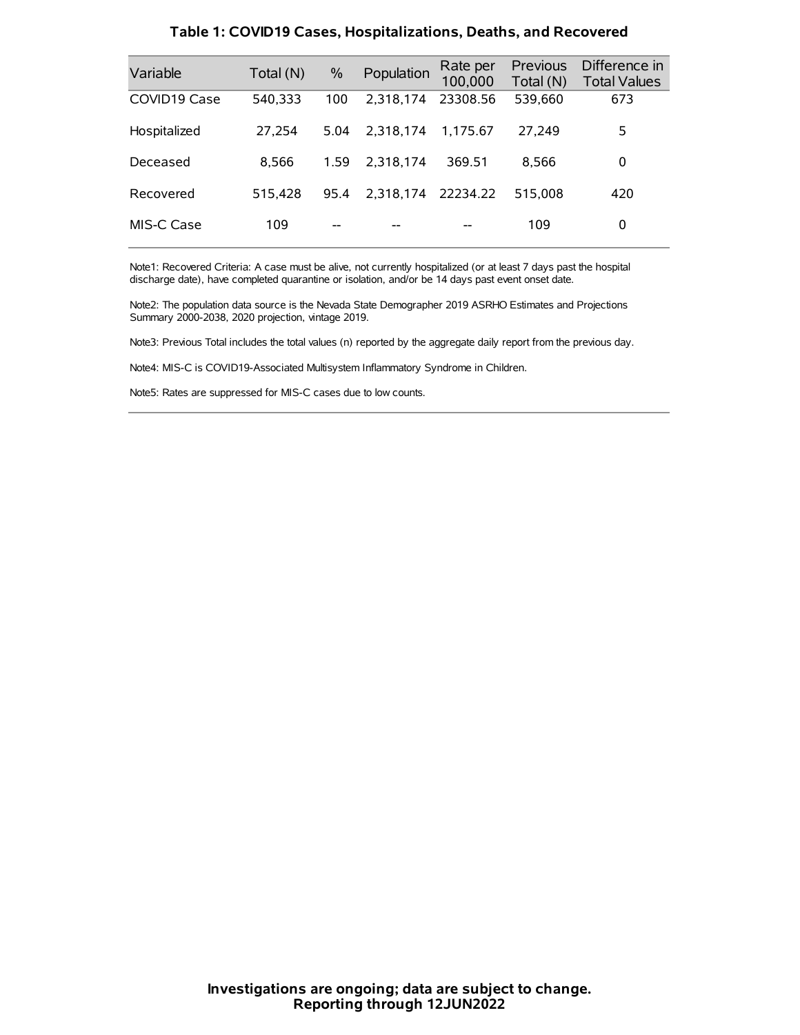### Table 1: COVID19 Cases, Hospitalizations, Deaths, and Recovered

| Variable | Total (N) | % | Population | Rate per 100,000 | Previous Total (N) | Difference in Total Values |
|---|---|---|---|---|---|---|
| COVID19 Case | 540,333 | 100 | 2,318,174 | 23308.56 | 539,660 | 673 |
| Hospitalized | 27,254 | 5.04 | 2,318,174 | 1,175.67 | 27,249 | 5 |
| Deceased | 8,566 | 1.59 | 2,318,174 | 369.51 | 8,566 | 0 |
| Recovered | 515,428 | 95.4 | 2,318,174 | 22234.22 | 515,008 | 420 |
| MIS-C Case | 109 | -- | -- | -- | 109 | 0 |

Note1: Recovered Criteria: A case must be alive, not currently hospitalized (or at least 7 days past the hospital discharge date), have completed quarantine or isolation, and/or be 14 days past event onset date.

Note2: The population data source is the Nevada State Demographer 2019 ASRHO Estimates and Projections Summary 2000-2038, 2020 projection, vintage 2019.

Note3: Previous Total includes the total values (n) reported by the aggregate daily report from the previous day.

Note4: MIS-C is COVID19-Associated Multisystem Inflammatory Syndrome in Children.

Note5: Rates are suppressed for MIS-C cases due to low counts.

**Investigations are ongoing; data are subject to change.**
**Reporting through 12JUN2022**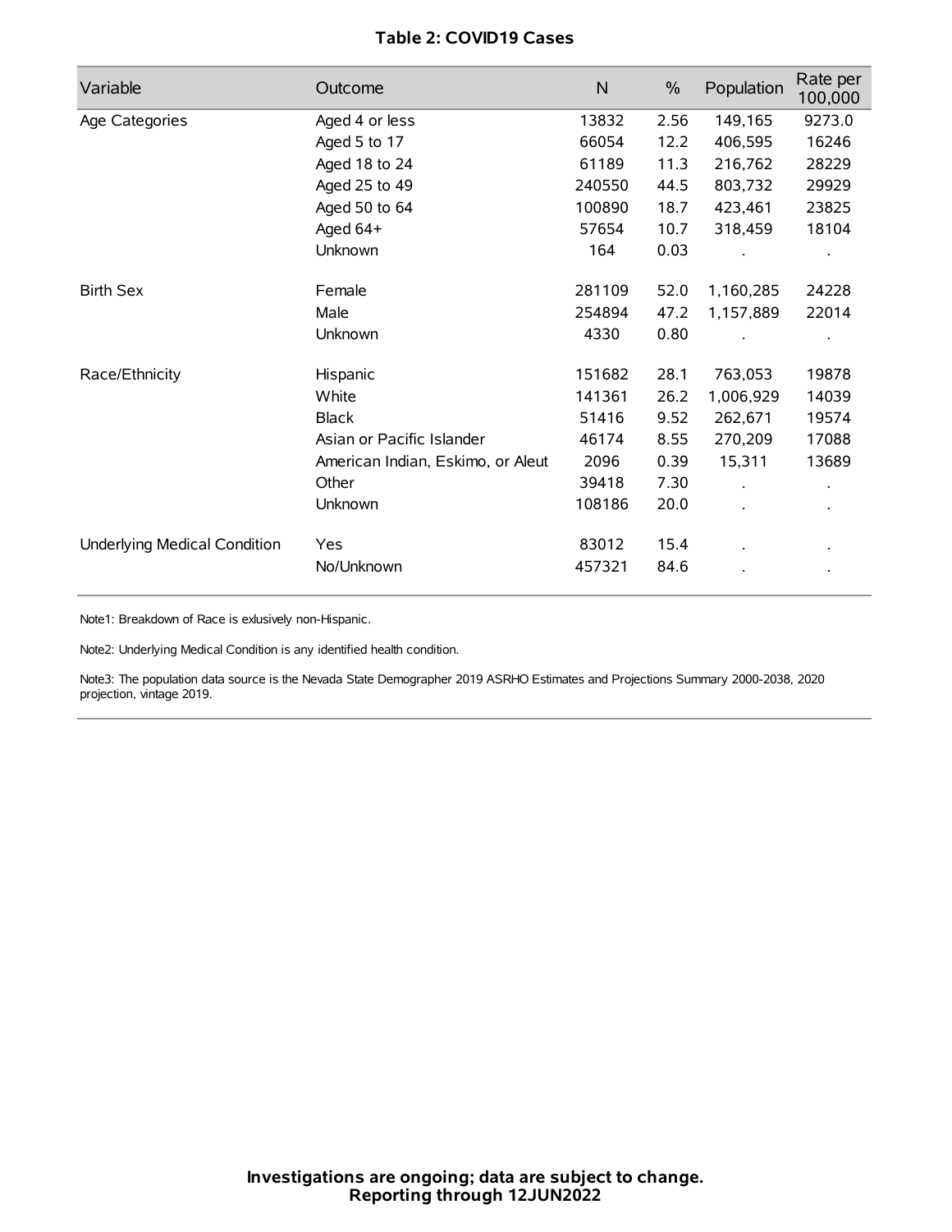**Table 2: COVID19 Cases**

| Variable | Outcome | N | % | Population | Rate per 100,000 |
|---|---|---|---|---|---|
| Age Categories | Aged 4 or less | 13832 | 2.56 | 149,165 | 9273.0 |
| | Aged 5 to 17 | 66054 | 12.2 | 406,595 | 16246 |
| | Aged 18 to 24 | 61189 | 11.3 | 216,762 | 28229 |
| | Aged 25 to 49 | 240550 | 44.5 | 803,732 | 29929 |
| | Aged 50 to 64 | 100890 | 18.7 | 423,461 | 23825 |
| | Aged 64+ | 57654 | 10.7 | 318,459 | 18104 |
| | Unknown | 164 | 0.03 | . | . |
| Birth Sex | Female | 281109 | 52.0 | 1,160,285 | 24228 |
| | Male | 254894 | 47.2 | 1,157,889 | 22014 |
| | Unknown | 4330 | 0.80 | . | . |
| Race/Ethnicity | Hispanic | 151682 | 28.1 | 763,053 | 19878 |
| | White | 141361 | 26.2 | 1,006,929 | 14039 |
| | Black | 51416 | 9.52 | 262,671 | 19574 |
| | Asian or Pacific Islander | 46174 | 8.55 | 270,209 | 17088 |
| | American Indian, Eskimo, or Aleut | 2096 | 0.39 | 15,311 | 13689 |
| | Other | 39418 | 7.30 | . | . |
| | Unknown | 108186 | 20.0 | . | . |
| Underlying Medical Condition | Yes | 83012 | 15.4 | . | . |
| | No/Unknown | 457321 | 84.6 | . | . |

Note1: Breakdown of Race is exlusively non-Hispanic.

Note2: Underlying Medical Condition is any identified health condition.

Note3: The population data source is the Nevada State Demographer 2019 ASRHO Estimates and Projections Summary 2000-2038, 2020 projection, vintage 2019.

**Investigations are ongoing; data are subject to change.**
**Reporting through 12JUN2022**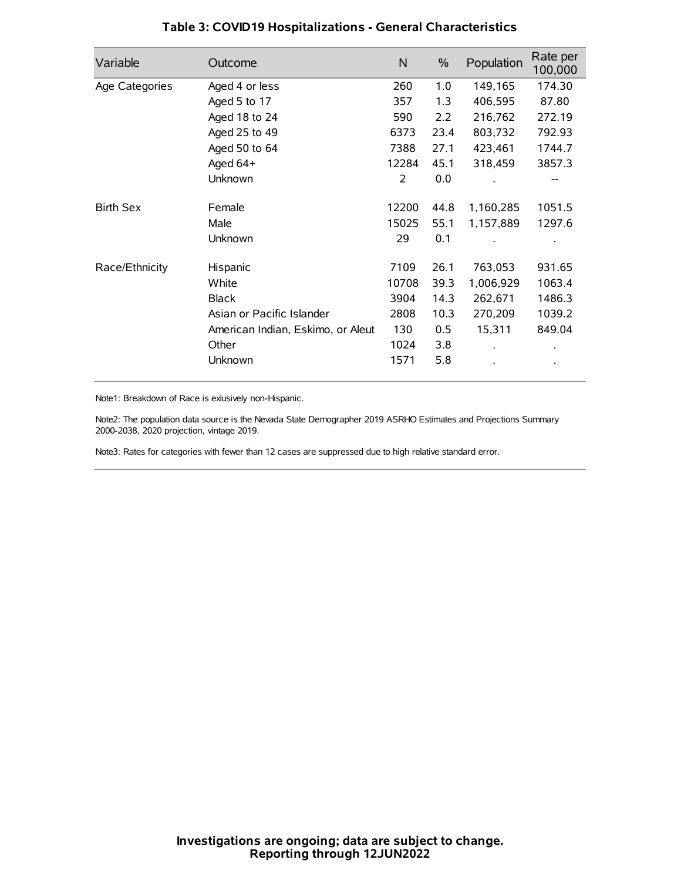## Table 3: COVID19 Hospitalizations - General Characteristics

| Variable | Outcome | N | % | Population | Rate per 100,000 |
|---|---|---|---|---|---|
| Age Categories | Aged 4 or less | 260 | 1.0 | 149,165 | 174.30 |
| | Aged 5 to 17 | 357 | 1.3 | 406,595 | 87.80 |
| | Aged 18 to 24 | 590 | 2.2 | 216,762 | 272.19 |
| | Aged 25 to 49 | 6373 | 23.4 | 803,732 | 792.93 |
| | Aged 50 to 64 | 7388 | 27.1 | 423,461 | 1744.7 |
| | Aged 64+ | 12284 | 45.1 | 318,459 | 3857.3 |
| | Unknown | 2 | 0.0 | . | -- |
| Birth Sex | Female | 12200 | 44.8 | 1,160,285 | 1051.5 |
| | Male | 15025 | 55.1 | 1,157,889 | 1297.6 |
| | Unknown | 29 | 0.1 | . | . |
| Race/Ethnicity | Hispanic | 7109 | 26.1 | 763,053 | 931.65 |
| | White | 10708 | 39.3 | 1,006,929 | 1063.4 |
| | Black | 3904 | 14.3 | 262,671 | 1486.3 |
| | Asian or Pacific Islander | 2808 | 10.3 | 270,209 | 1039.2 |
| | American Indian, Eskimo, or Aleut | 130 | 0.5 | 15,311 | 849.04 |
| | Other | 1024 | 3.8 | . | . |
| | Unknown | 1571 | 5.8 | . | . |

Note1: Breakdown of Race is exlusively non-Hispanic.

Note2: The population data source is the Nevada State Demographer 2019 ASRHO Estimates and Projections Summary 2000-2038, 2020 projection, vintage 2019.

Note3: Rates for categories with fewer than 12 cases are suppressed due to high relative standard error.

**Investigations are ongoing; data are subject to change.**
**Reporting through 12JUN2022**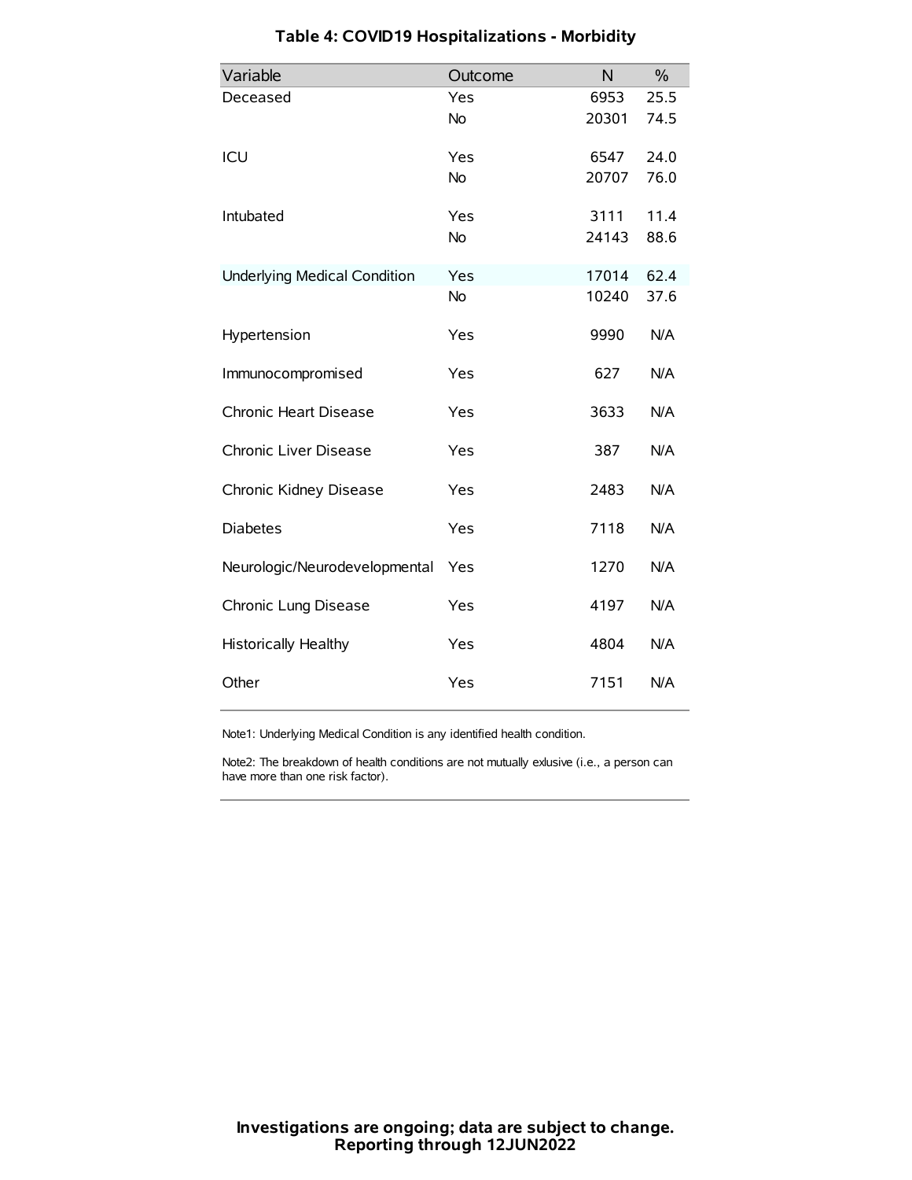## Table 4: COVID19 Hospitalizations - Morbidity

| Variable | Outcome | N | % |
| --- | --- | --- | --- |
| Deceased | Yes | 6953 | 25.5 |
| | No | 20301 | 74.5 |
| ICU | Yes | 6547 | 24.0 |
| | No | 20707 | 76.0 |
| Intubated | Yes | 3111 | 11.4 |
| | No | 24143 | 88.6 |
| Underlying Medical Condition | Yes | 17014 | 62.4 |
| | No | 10240 | 37.6 |
| Hypertension | Yes | 9990 | N/A |
| Immunocompromised | Yes | 627 | N/A |
| Chronic Heart Disease | Yes | 3633 | N/A |
| Chronic Liver Disease | Yes | 387 | N/A |
| Chronic Kidney Disease | Yes | 2483 | N/A |
| Diabetes | Yes | 7118 | N/A |
| Neurologic/Neurodevelopmental | Yes | 1270 | N/A |
| Chronic Lung Disease | Yes | 4197 | N/A |
| Historically Healthy | Yes | 4804 | N/A |
| Other | Yes | 7151 | N/A |

Note1: Underlying Medical Condition is any identified health condition.

Note2: The breakdown of health conditions are not mutually exlusive (i.e., a person can have more than one risk factor).

**Investigations are ongoing; data are subject to change.**
**Reporting through 12JUN2022**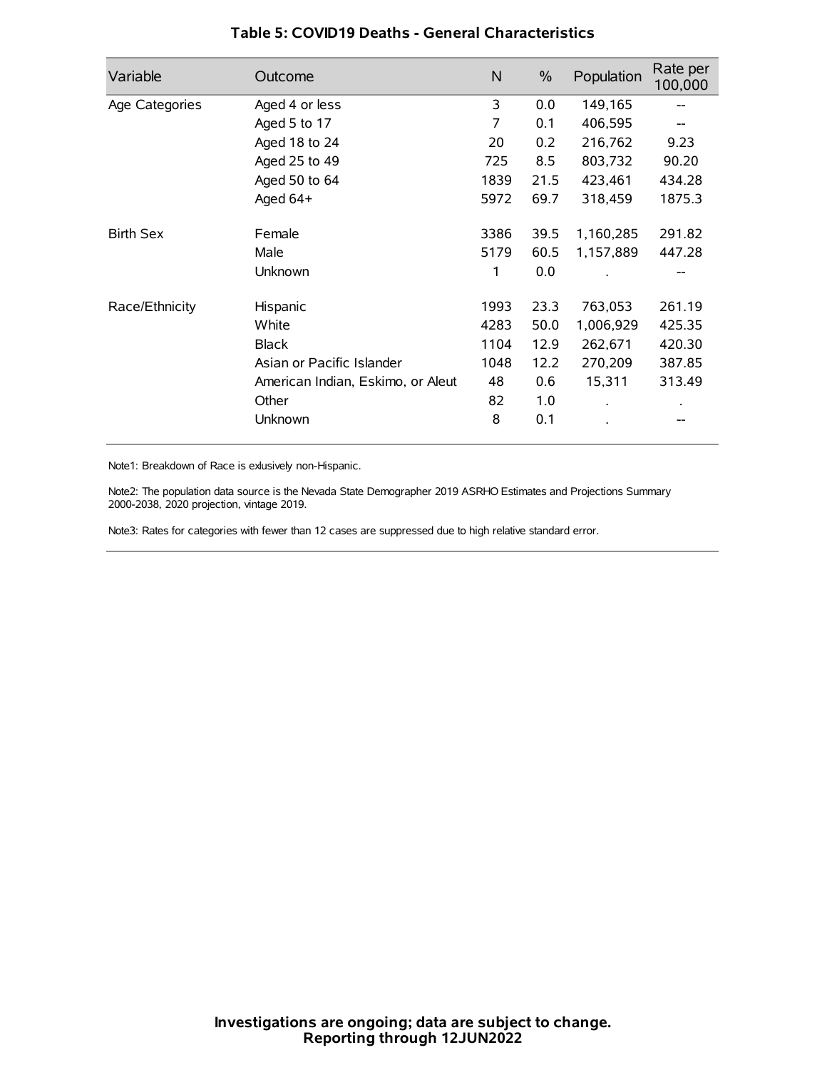### Table 5: COVID19 Deaths - General Characteristics

| Variable | Outcome | N | % | Population | Rate per 100,000 |
|---|---|---|---|---|---|
| Age Categories | Aged 4 or less | 3 | 0.0 | 149,165 | -- |
| | Aged 5 to 17 | 7 | 0.1 | 406,595 | -- |
| | Aged 18 to 24 | 20 | 0.2 | 216,762 | 9.23 |
| | Aged 25 to 49 | 725 | 8.5 | 803,732 | 90.20 |
| | Aged 50 to 64 | 1839 | 21.5 | 423,461 | 434.28 |
| | Aged 64+ | 5972 | 69.7 | 318,459 | 1875.3 |
| Birth Sex | Female | 3386 | 39.5 | 1,160,285 | 291.82 |
| | Male | 5179 | 60.5 | 1,157,889 | 447.28 |
| | Unknown | 1 | 0.0 | . | -- |
| Race/Ethnicity | Hispanic | 1993 | 23.3 | 763,053 | 261.19 |
| | White | 4283 | 50.0 | 1,006,929 | 425.35 |
| | Black | 1104 | 12.9 | 262,671 | 420.30 |
| | Asian or Pacific Islander | 1048 | 12.2 | 270,209 | 387.85 |
| | American Indian, Eskimo, or Aleut | 48 | 0.6 | 15,311 | 313.49 |
| | Other | 82 | 1.0 | . | . |
| | Unknown | 8 | 0.1 | . | -- |

Note1: Breakdown of Race is exlusively non-Hispanic.

Note2: The population data source is the Nevada State Demographer 2019 ASRHO Estimates and Projections Summary 2000-2038, 2020 projection, vintage 2019.

Note3: Rates for categories with fewer than 12 cases are suppressed due to high relative standard error.

**Investigations are ongoing; data are subject to change.**
**Reporting through 12JUN2022**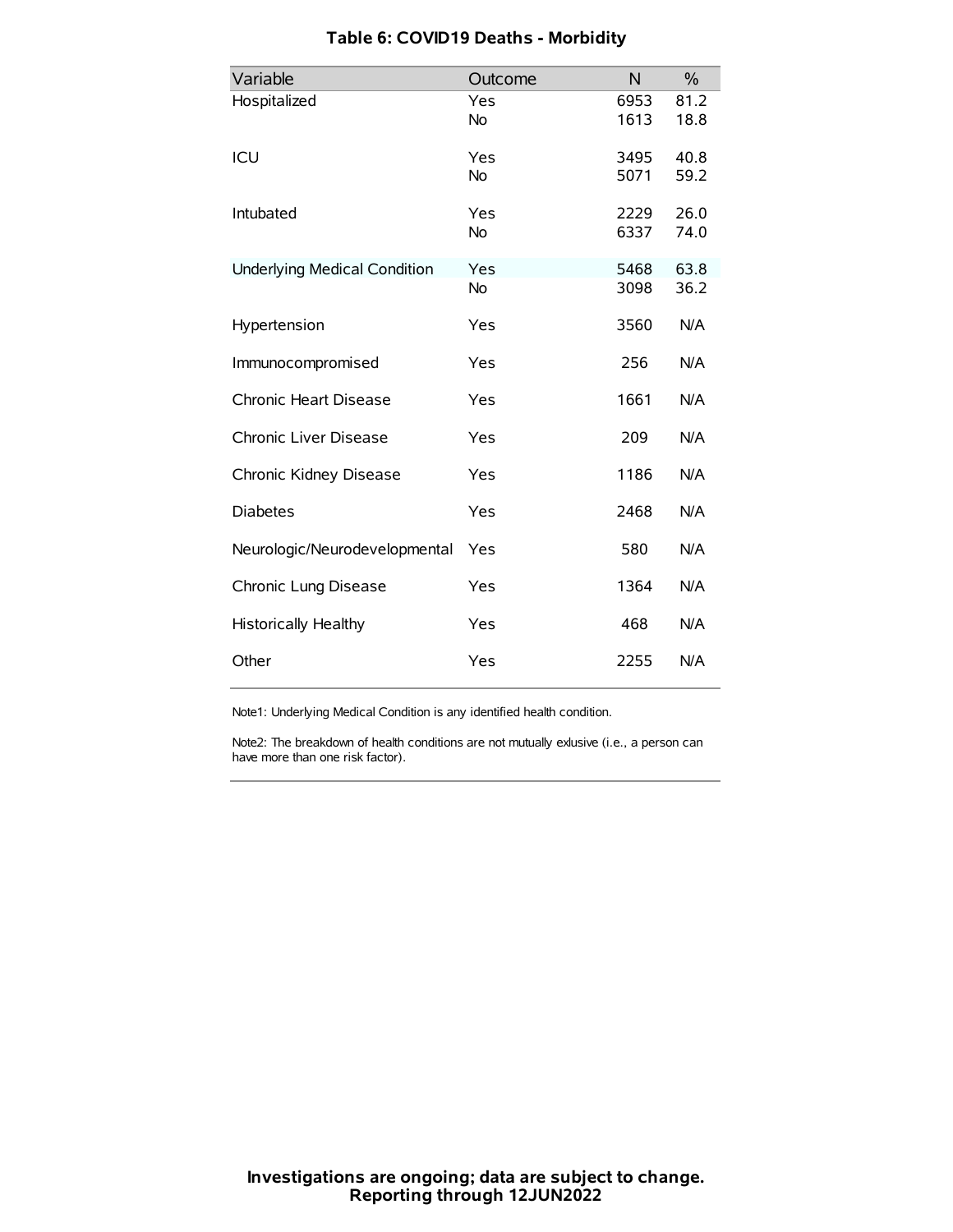# Table 6: COVID19 Deaths - Morbidity

| Variable | Outcome | N | % |
|---|---|---|---|
| Hospitalized | Yes | 6953 | 81.2 |
| | No | 1613 | 18.8 |
| ICU | Yes | 3495 | 40.8 |
| | No | 5071 | 59.2 |
| Intubated | Yes | 2229 | 26.0 |
| | No | 6337 | 74.0 |
| Underlying Medical Condition | Yes | 5468 | 63.8 |
| | No | 3098 | 36.2 |
| Hypertension | Yes | 3560 | N/A |
| Immunocompromised | Yes | 256 | N/A |
| Chronic Heart Disease | Yes | 1661 | N/A |
| Chronic Liver Disease | Yes | 209 | N/A |
| Chronic Kidney Disease | Yes | 1186 | N/A |
| Diabetes | Yes | 2468 | N/A |
| Neurologic/Neurodevelopmental | Yes | 580 | N/A |
| Chronic Lung Disease | Yes | 1364 | N/A |
| Historically Healthy | Yes | 468 | N/A |
| Other | Yes | 2255 | N/A |

Note1: Underlying Medical Condition is any identified health condition.

Note2: The breakdown of health conditions are not mutually exlusive (i.e., a person can have more than one risk factor).

**Investigations are ongoing; data are subject to change.**
**Reporting through 12JUN2022**